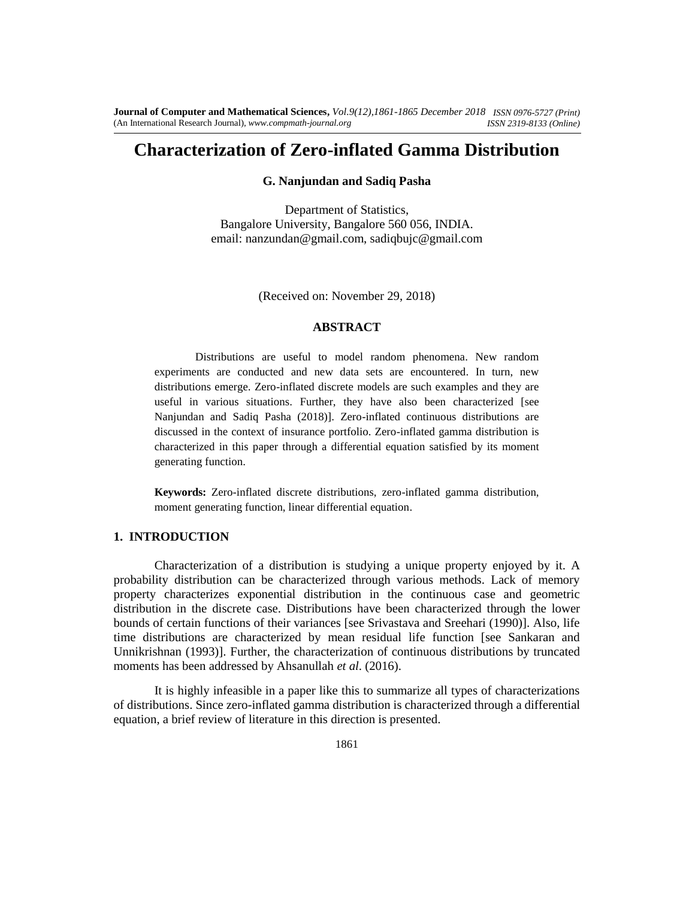# Characterization of Zero-inflated Gamma Distribution

**G. Nanjundan and Sadiq Pasha**

Department of Statistics,
Bangalore University, Bangalore 560 056, INDIA.
email: nanzundan@gmail.com, sadiqbujc@gmail.com

(Received on: November 29, 2018)

## ABSTRACT

Distributions are useful to model random phenomena. New random experiments are conducted and new data sets are encountered. In turn, new distributions emerge. Zero-inflated discrete models are such examples and they are useful in various situations. Further, they have also been characterized [see Nanjundan and Sadiq Pasha (2018)]. Zero-inflated continuous distributions are discussed in the context of insurance portfolio. Zero-inflated gamma distribution is characterized in this paper through a differential equation satisfied by its moment generating function.

**Keywords:** Zero-inflated discrete distributions, zero-inflated gamma distribution, moment generating function, linear differential equation.

## 1. INTRODUCTION

Characterization of a distribution is studying a unique property enjoyed by it. A probability distribution can be characterized through various methods. Lack of memory property characterizes exponential distribution in the continuous case and geometric distribution in the discrete case. Distributions have been characterized through the lower bounds of certain functions of their variances [see Srivastava and Sreehari (1990)]. Also, life time distributions are characterized by mean residual life function [see Sankaran and Unnikrishnan (1993)]. Further, the characterization of continuous distributions by truncated moments has been addressed by Ahsanullah *et al*. (2016).

It is highly infeasible in a paper like this to summarize all types of characterizations of distributions. Since zero-inflated gamma distribution is characterized through a differential equation, a brief review of literature in this direction is presented.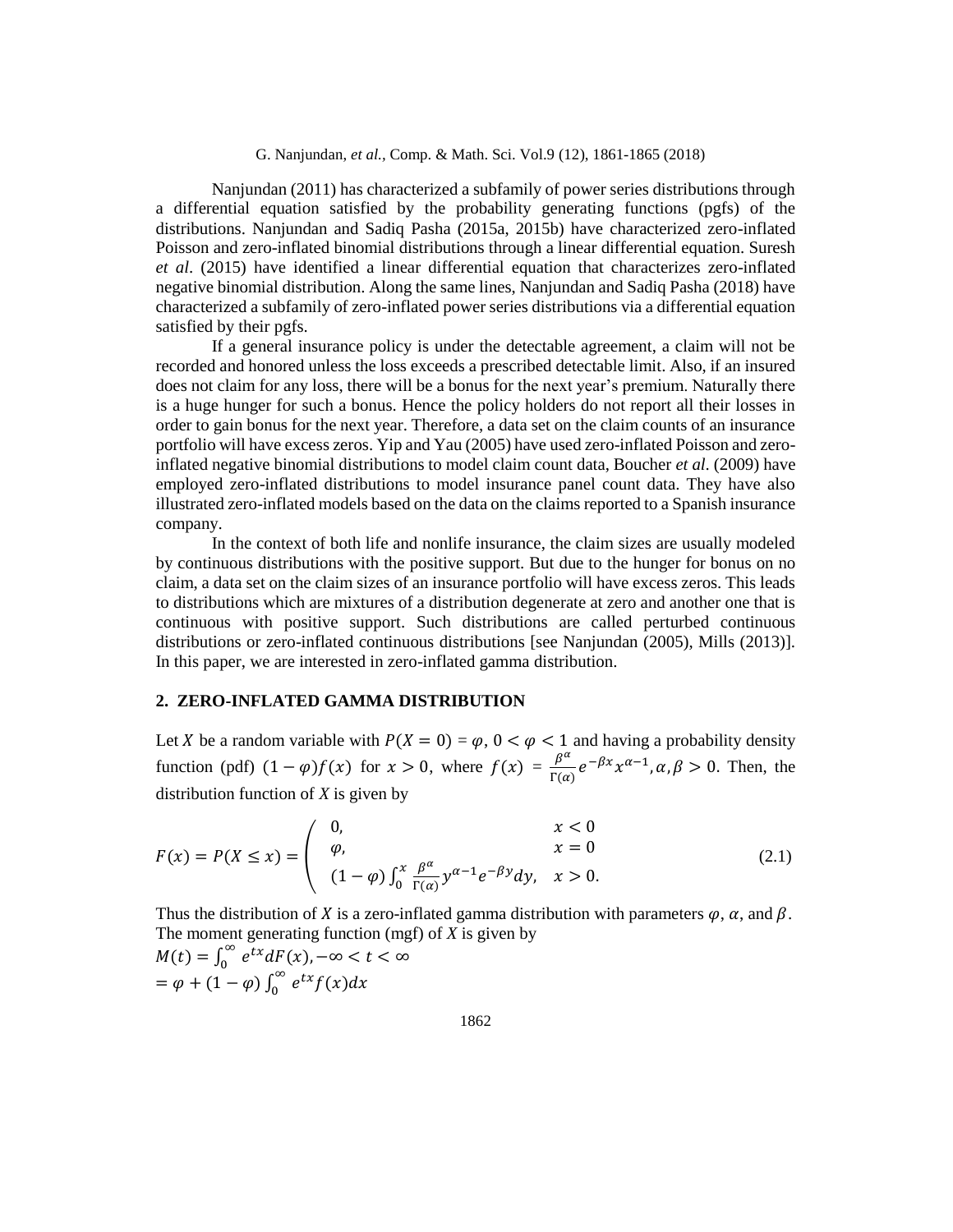Nanjundan (2011) has characterized a subfamily of power series distributions through a differential equation satisfied by the probability generating functions (pgfs) of the distributions. Nanjundan and Sadiq Pasha (2015a, 2015b) have characterized zero-inflated Poisson and zero-inflated binomial distributions through a linear differential equation. Suresh *et al*. (2015) have identified a linear differential equation that characterizes zero-inflated negative binomial distribution. Along the same lines, Nanjundan and Sadiq Pasha (2018) have characterized a subfamily of zero-inflated power series distributions via a differential equation satisfied by their pgfs.

If a general insurance policy is under the detectable agreement, a claim will not be recorded and honored unless the loss exceeds a prescribed detectable limit. Also, if an insured does not claim for any loss, there will be a bonus for the next year's premium. Naturally there is a huge hunger for such a bonus. Hence the policy holders do not report all their losses in order to gain bonus for the next year. Therefore, a data set on the claim counts of an insurance portfolio will have excess zeros. Yip and Yau (2005) have used zero-inflated Poisson and zero-inflated negative binomial distributions to model claim count data, Boucher *et al*. (2009) have employed zero-inflated distributions to model insurance panel count data. They have also illustrated zero-inflated models based on the data on the claims reported to a Spanish insurance company.

In the context of both life and nonlife insurance, the claim sizes are usually modeled by continuous distributions with the positive support. But due to the hunger for bonus on no claim, a data set on the claim sizes of an insurance portfolio will have excess zeros. This leads to distributions which are mixtures of a distribution degenerate at zero and another one that is continuous with positive support. Such distributions are called perturbed continuous distributions or zero-inflated continuous distributions [see Nanjundan (2005), Mills (2013)]. In this paper, we are interested in zero-inflated gamma distribution.

## 2. ZERO-INFLATED GAMMA DISTRIBUTION

Let $X$ be a random variable with $P(X = 0) = \varphi$, $0 < \varphi < 1$ and having a probability density function (pdf) $(1-\varphi)f(x)$ for $x > 0$, where $f(x) = \frac{\beta^\alpha}{\Gamma(\alpha)} e^{-\beta x} x^{\alpha-1}, \alpha, \beta > 0$. Then, the distribution function of *X* is given by

$$F(x) = P(X \le x) = \begin{cases} 0, & x < 0 \\ \varphi, & x = 0 \\ (1-\varphi)\int_0^x \frac{\beta^\alpha}{\Gamma(\alpha)} y^{\alpha-1} e^{-\beta y} dy, & x > 0. \end{cases} \tag{2.1}$$

Thus the distribution of $X$ is a zero-inflated gamma distribution with parameters $\varphi$, $\alpha$, and $\beta$. The moment generating function (mgf) of *X* is given by

$$M(t) = \int_0^\infty e^{tx} dF(x), -\infty < t < \infty$$

$$= \varphi + (1-\varphi)\int_0^\infty e^{tx} f(x) dx$$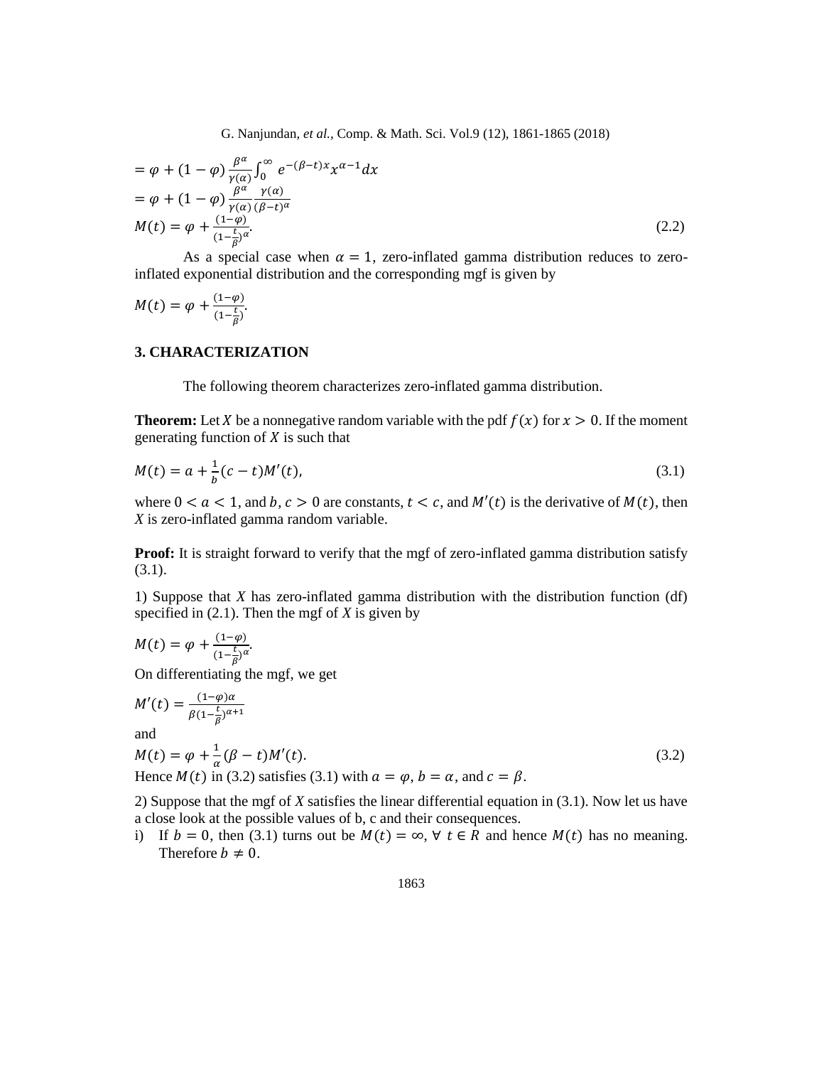$$= \varphi + (1-\varphi)\frac{\beta^{\alpha}}{\gamma(\alpha)}\int_0^{\infty} e^{-(\beta-t)x}x^{\alpha-1}dx$$

$$= \varphi + (1-\varphi)\frac{\beta^{\alpha}}{\gamma(\alpha)}\frac{\gamma(\alpha)}{(\beta-t)^{\alpha}}$$

$$M(t) = \varphi + \frac{(1-\varphi)}{(1-\frac{t}{\beta})^{\alpha}}. \tag{2.2}$$

As a special case when $\alpha = 1$, zero-inflated gamma distribution reduces to zero-inflated exponential distribution and the corresponding mgf is given by

$$M(t) = \varphi + \frac{(1-\varphi)}{(1-\frac{t}{\beta})}.$$

## 3. CHARACTERIZATION

The following theorem characterizes zero-inflated gamma distribution.

**Theorem:** Let $X$ be a nonnegative random variable with the pdf $f(x)$ for $x > 0$. If the moment generating function of $X$ is such that

$$M(t) = a + \frac{1}{b}(c-t)M'(t), \tag{3.1}$$

where $0 < a < 1$, and $b, c > 0$ are constants, $t < c$, and $M'(t)$ is the derivative of $M(t)$, then *X* is zero-inflated gamma random variable.

**Proof:** It is straight forward to verify that the mgf of zero-inflated gamma distribution satisfy (3.1).

1) Suppose that *X* has zero-inflated gamma distribution with the distribution function (df) specified in (2.1). Then the mgf of *X* is given by

$$M(t) = \varphi + \frac{(1-\varphi)}{(1-\frac{t}{\beta})^{\alpha}}.$$

On differentiating the mgf, we get

$$M'(t) = \frac{(1-\varphi)\alpha}{\beta(1-\frac{t}{\beta})^{\alpha+1}}$$

and

$$M(t) = \varphi + \frac{1}{\alpha}(\beta - t)M'(t). \tag{3.2}$$

Hence $M(t)$ in (3.2) satisfies (3.1) with $a = \varphi$, $b = \alpha$, and $c = \beta$.

2) Suppose that the mgf of *X* satisfies the linear differential equation in (3.1). Now let us have a close look at the possible values of b, c and their consequences.

i) If $b = 0$, then (3.1) turns out be $M(t) = \infty$, $\forall\ t \in R$ and hence $M(t)$ has no meaning. Therefore $b \neq 0$.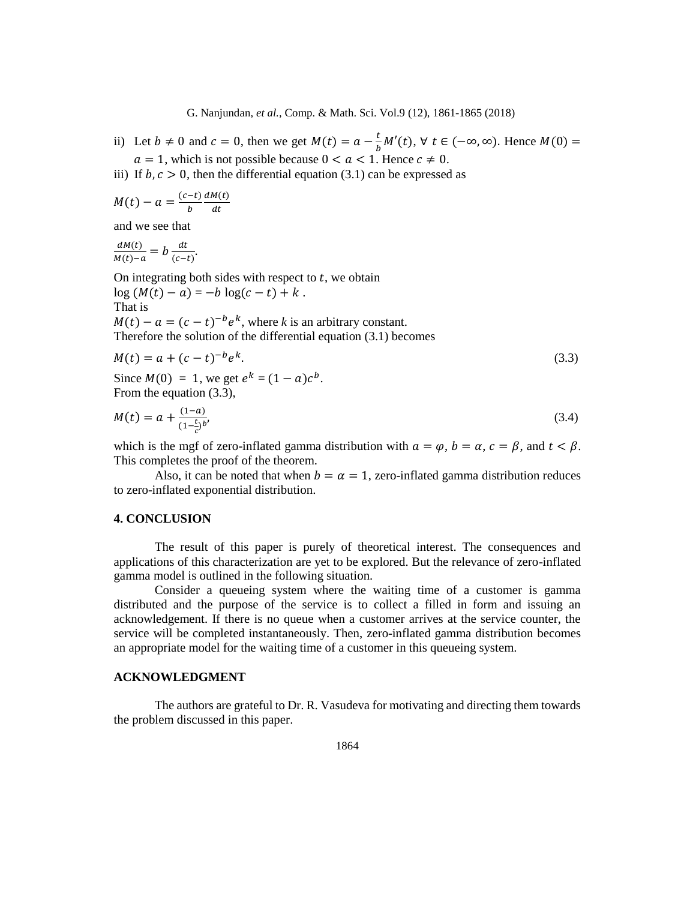ii) Let $b \neq 0$ and $c = 0$, then we get $M(t) = a - \frac{t}{b}M'(t)$, $\forall\ t \in (-\infty, \infty)$. Hence $M(0) = a = 1$, which is not possible because $0 < a < 1$. Hence $c \neq 0$.

iii) If $b, c > 0$, then the differential equation (3.1) can be expressed as

$$M(t) - a = \frac{(c-t)}{b}\frac{dM(t)}{dt}$$

and we see that

$$\frac{dM(t)}{M(t)-a} = b\,\frac{dt}{(c-t)}.$$

On integrating both sides with respect to $t$, we obtain
$\log\,(M(t) - a) = -b\,\log(c - t) + k$ .
That is
$M(t) - a = (c - t)^{-b}e^{k}$, where *k* is an arbitrary constant.
Therefore the solution of the differential equation (3.1) becomes

$$M(t) = a + (c - t)^{-b}e^{k}. \tag{3.3}$$

Since $M(0) = 1$, we get $e^{k} = (1 - a)c^{b}$.
From the equation (3.3),

$$M(t) = a + \frac{(1-a)}{(1-\frac{t}{c})^{b}}, \tag{3.4}$$

which is the mgf of zero-inflated gamma distribution with $a = \varphi$, $b = \alpha$, $c = \beta$, and $t < \beta$. This completes the proof of the theorem.

Also, it can be noted that when $b = \alpha = 1$, zero-inflated gamma distribution reduces to zero-inflated exponential distribution.

## 4. CONCLUSION

The result of this paper is purely of theoretical interest. The consequences and applications of this characterization are yet to be explored. But the relevance of zero-inflated gamma model is outlined in the following situation.

Consider a queueing system where the waiting time of a customer is gamma distributed and the purpose of the service is to collect a filled in form and issuing an acknowledgement. If there is no queue when a customer arrives at the service counter, the service will be completed instantaneously. Then, zero-inflated gamma distribution becomes an appropriate model for the waiting time of a customer in this queueing system.

## ACKNOWLEDGMENT

The authors are grateful to Dr. R. Vasudeva for motivating and directing them towards the problem discussed in this paper.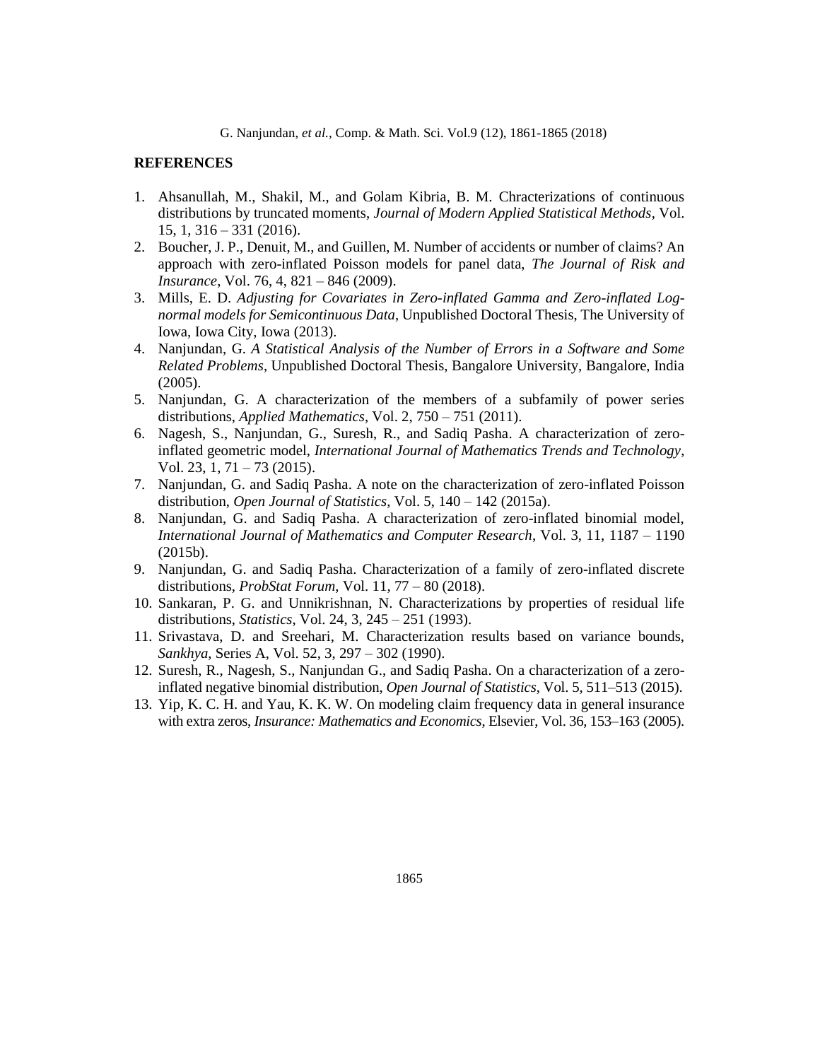## REFERENCES

1. Ahsanullah, M., Shakil, M., and Golam Kibria, B. M. Chracterizations of continuous distributions by truncated moments, *Journal of Modern Applied Statistical Methods*, Vol. 15, 1, 316 – 331 (2016).
2. Boucher, J. P., Denuit, M., and Guillen, M. Number of accidents or number of claims? An approach with zero-inflated Poisson models for panel data, *The Journal of Risk and Insurance*, Vol. 76, 4, 821 – 846 (2009).
3. Mills, E. D. *Adjusting for Covariates in Zero-inflated Gamma and Zero-inflated Log-normal models for Semicontinuous Data*, Unpublished Doctoral Thesis, The University of Iowa, Iowa City, Iowa (2013).
4. Nanjundan, G. *A Statistical Analysis of the Number of Errors in a Software and Some Related Problems*, Unpublished Doctoral Thesis, Bangalore University, Bangalore, India (2005).
5. Nanjundan, G. A characterization of the members of a subfamily of power series distributions, *Applied Mathematics*, Vol. 2, 750 – 751 (2011).
6. Nagesh, S., Nanjundan, G., Suresh, R., and Sadiq Pasha. A characterization of zero-inflated geometric model, *International Journal of Mathematics Trends and Technology*, Vol. 23, 1, 71 – 73 (2015).
7. Nanjundan, G. and Sadiq Pasha. A note on the characterization of zero-inflated Poisson distribution, *Open Journal of Statistics*, Vol. 5, 140 – 142 (2015a).
8. Nanjundan, G. and Sadiq Pasha. A characterization of zero-inflated binomial model, *International Journal of Mathematics and Computer Research*, Vol. 3, 11, 1187 – 1190 (2015b).
9. Nanjundan, G. and Sadiq Pasha. Characterization of a family of zero-inflated discrete distributions, *ProbStat Forum*, Vol. 11, 77 – 80 (2018).
10. Sankaran, P. G. and Unnikrishnan, N. Characterizations by properties of residual life distributions, *Statistics*, Vol. 24, 3, 245 – 251 (1993).
11. Srivastava, D. and Sreehari, M. Characterization results based on variance bounds, *Sankhya*, Series A, Vol. 52, 3, 297 – 302 (1990).
12. Suresh, R., Nagesh, S., Nanjundan G., and Sadiq Pasha. On a characterization of a zero-inflated negative binomial distribution, *Open Journal of Statistics*, Vol. 5, 511–513 (2015).
13. Yip, K. C. H. and Yau, K. K. W. On modeling claim frequency data in general insurance with extra zeros, *Insurance: Mathematics and Economics*, Elsevier, Vol. 36, 153–163 (2005).